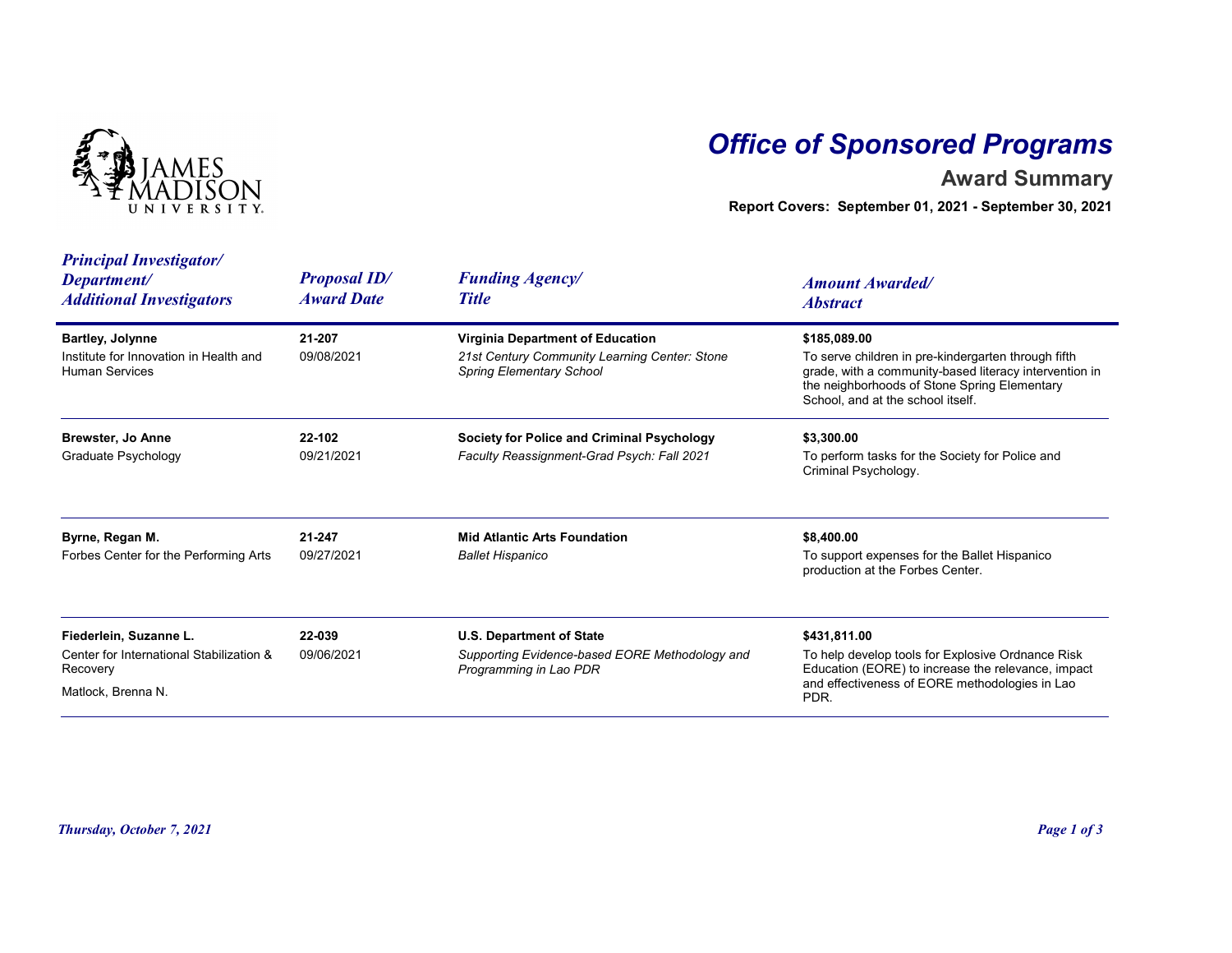# Office of Sponsored Programs

## Award Summary

**Report Covers: September 01, 2021 - September 30, 2021**

| *Principal Investigator/ Department/ Additional Investigators* | *Proposal ID/ Award Date* | *Funding Agency/ Title* | *Amount Awarded/ Abstract* |
|---|---|---|---|
| **Bartley, Jolynne**<br>Institute for Innovation in Health and Human Services | **21-207**<br>09/08/2021 | **Virginia Department of Education**<br>*21st Century Community Learning Center: Stone Spring Elementary School* | **$185,089.00**<br>To serve children in pre-kindergarten through fifth grade, with a community-based literacy intervention in the neighborhoods of Stone Spring Elementary School, and at the school itself. |
| **Brewster, Jo Anne**<br>Graduate Psychology | **22-102**<br>09/21/2021 | **Society for Police and Criminal Psychology**<br>*Faculty Reassignment-Grad Psych: Fall 2021* | **$3,300.00**<br>To perform tasks for the Society for Police and Criminal Psychology. |
| **Byrne, Regan M.**<br>Forbes Center for the Performing Arts | **21-247**<br>09/27/2021 | **Mid Atlantic Arts Foundation**<br>*Ballet Hispanico* | **$8,400.00**<br>To support expenses for the Ballet Hispanico production at the Forbes Center. |
| **Fiederlein, Suzanne L.**<br>Center for International Stabilization & Recovery<br>Matlock, Brenna N. | **22-039**<br>09/06/2021 | **U.S. Department of State**<br>*Supporting Evidence-based EORE Methodology and Programming in Lao PDR* | **$431,811.00**<br>To help develop tools for Explosive Ordnance Risk Education (EORE) to increase the relevance, impact and effectiveness of EORE methodologies in Lao PDR. |

*Thursday, October 7, 2021*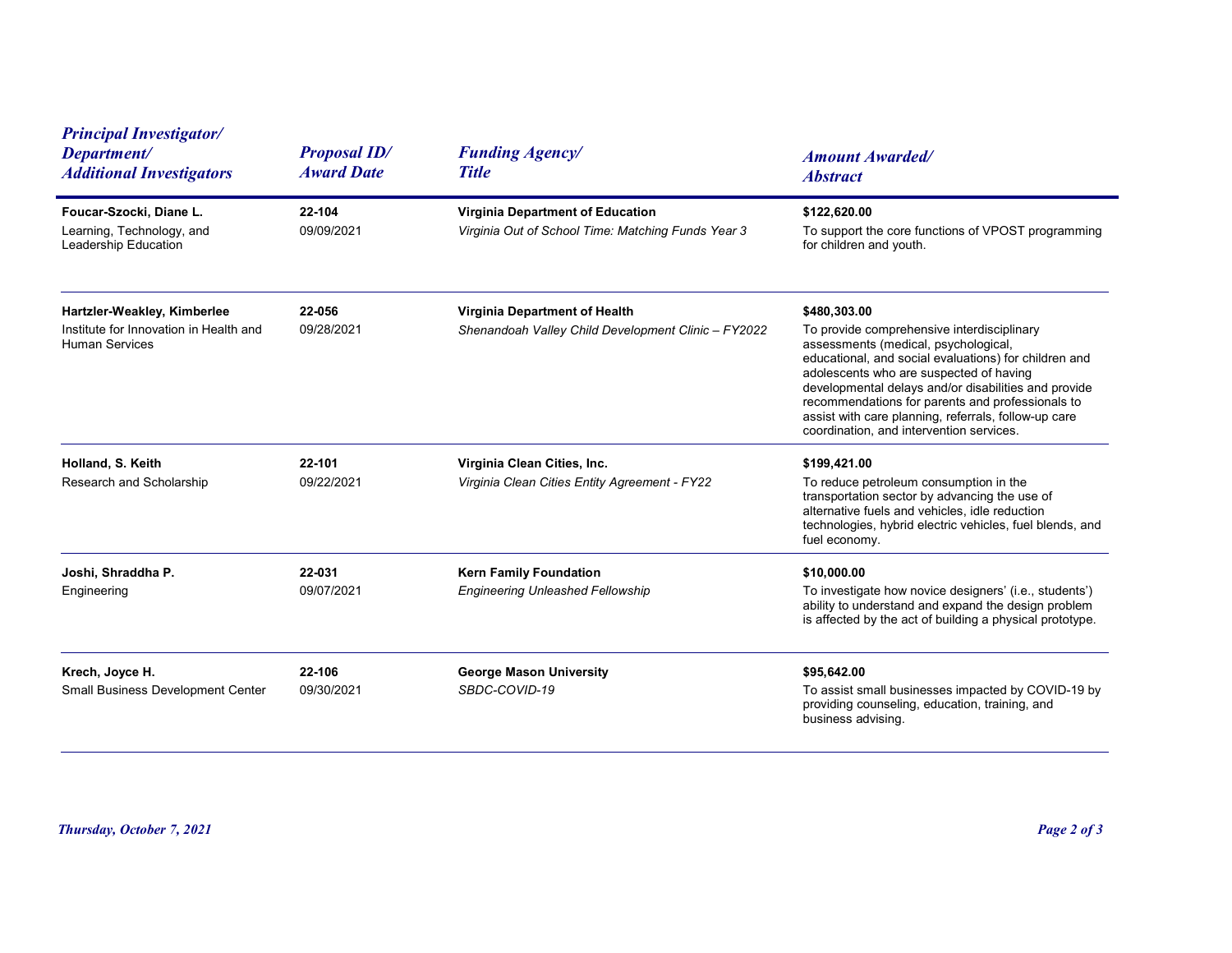| *Principal Investigator/ Department/ Additional Investigators* | *Proposal ID/ Award Date* | *Funding Agency/ Title* | *Amount Awarded/ Abstract* |
|---|---|---|---|
| **Foucar-Szocki, Diane L.**<br>Learning, Technology, and Leadership Education | **22-104**<br>09/09/2021 | **Virginia Department of Education**<br>*Virginia Out of School Time: Matching Funds Year 3* | **$122,620.00**<br>To support the core functions of VPOST programming for children and youth. |
| **Hartzler-Weakley, Kimberlee**<br>Institute for Innovation in Health and Human Services | **22-056**<br>09/28/2021 | **Virginia Department of Health**<br>*Shenandoah Valley Child Development Clinic – FY2022* | **$480,303.00**<br>To provide comprehensive interdisciplinary assessments (medical, psychological, educational, and social evaluations) for children and adolescents who are suspected of having developmental delays and/or disabilities and provide recommendations for parents and professionals to assist with care planning, referrals, follow-up care coordination, and intervention services. |
| **Holland, S. Keith**<br>Research and Scholarship | **22-101**<br>09/22/2021 | **Virginia Clean Cities, Inc.**<br>*Virginia Clean Cities Entity Agreement - FY22* | **$199,421.00**<br>To reduce petroleum consumption in the transportation sector by advancing the use of alternative fuels and vehicles, idle reduction technologies, hybrid electric vehicles, fuel blends, and fuel economy. |
| **Joshi, Shraddha P.**<br>Engineering | **22-031**<br>09/07/2021 | **Kern Family Foundation**<br>*Engineering Unleashed Fellowship* | **$10,000.00**<br>To investigate how novice designers' (i.e., students') ability to understand and expand the design problem is affected by the act of building a physical prototype. |
| **Krech, Joyce H.**<br>Small Business Development Center | **22-106**<br>09/30/2021 | **George Mason University**<br>*SBDC-COVID-19* | **$95,642.00**<br>To assist small businesses impacted by COVID-19 by providing counseling, education, training, and business advising. |

*Thursday, October 7, 2021*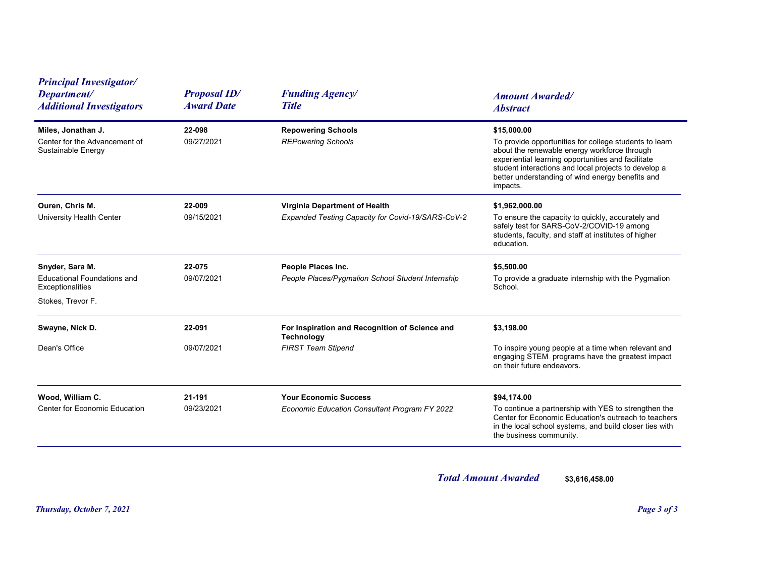| Principal Investigator/ Department/ Additional Investigators | Proposal ID/ Award Date | Funding Agency/ Title | Amount Awarded/ Abstract |
|---|---|---|---|
| **Miles, Jonathan J.**<br>Center for the Advancement of Sustainable Energy | **22-098**<br>09/27/2021 | **Repowering Schools**<br>*REPowering Schools* | **$15,000.00**<br>To provide opportunities for college students to learn about the renewable energy workforce through experiential learning opportunities and facilitate student interactions and local projects to develop a better understanding of wind energy benefits and impacts. |
| **Ouren, Chris M.**<br>University Health Center | **22-009**<br>09/15/2021 | **Virginia Department of Health**<br>*Expanded Testing Capacity for Covid-19/SARS-CoV-2* | **$1,962,000.00**<br>To ensure the capacity to quickly, accurately and safely test for SARS-CoV-2/COVID-19 among students, faculty, and staff at institutes of higher education. |
| **Snyder, Sara M.**<br>Educational Foundations and Exceptionalities<br>Stokes, Trevor F. | **22-075**<br>09/07/2021 | **People Places Inc.**<br>*People Places/Pygmalion School Student Internship* | **$5,500.00**<br>To provide a graduate internship with the Pygmalion School. |
| **Swayne, Nick D.**<br>Dean's Office | **22-091**<br>09/07/2021 | **For Inspiration and Recognition of Science and Technology**<br>*FIRST Team Stipend* | **$3,198.00**<br>To inspire young people at a time when relevant and engaging STEM programs have the greatest impact on their future endeavors. |
| **Wood, William C.**<br>Center for Economic Education | **21-191**<br>09/23/2021 | **Your Economic Success**<br>*Economic Education Consultant Program FY 2022* | **$94,174.00**<br>To continue a partnership with YES to strengthen the Center for Economic Education's outreach to teachers in the local school systems, and build closer ties with the business community. |

***Total Amount Awarded*** **$3,616,458.00**

*Thursday, October 7, 2021*